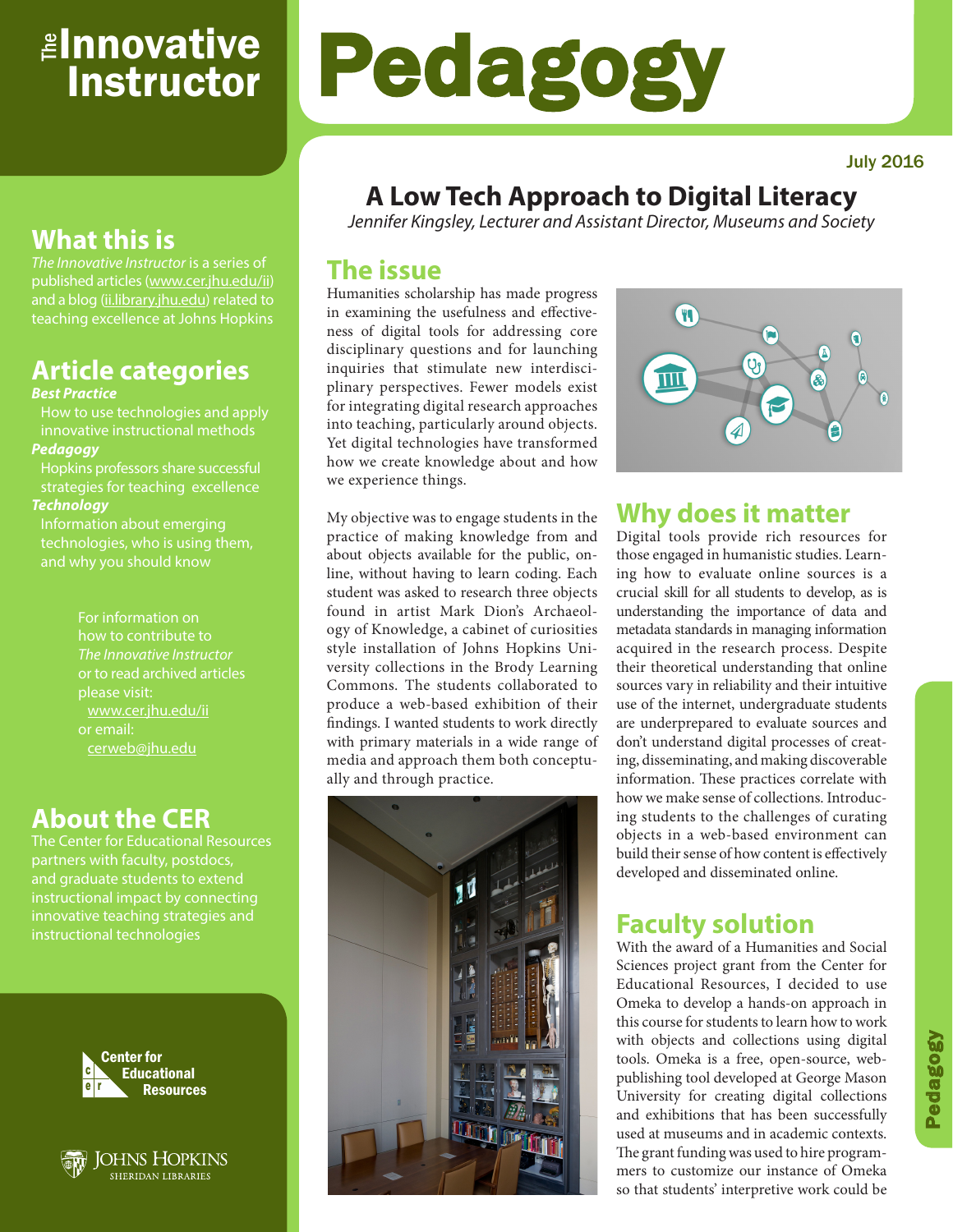# The Innovative Instructor

# Pedagogy

July 2016

## A Low Tech Approach to Digital Literacy

*Jennifer Kingsley, Lecturer and Assistant Director, Museums and Society*

## The issue

Humanities scholarship has made progress in examining the usefulness and effectiveness of digital tools for addressing core disciplinary questions and for launching inquiries that stimulate new interdisciplinary perspectives. Fewer models exist for integrating digital research approaches into teaching, particularly around objects. Yet digital technologies have transformed how we create knowledge about and how we experience things.

My objective was to engage students in the practice of making knowledge from and about objects available for the public, online, without having to learn coding. Each student was asked to research three objects found in artist Mark Dion's Archaeology of Knowledge, a cabinet of curiosities style installation of Johns Hopkins University collections in the Brody Learning Commons. The students collaborated to produce a web-based exhibition of their findings. I wanted students to work directly with primary materials in a wide range of media and approach them both conceptually and through practice.

## Why does it matter

Digital tools provide rich resources for those engaged in humanistic studies. Learning how to evaluate online sources is a crucial skill for all students to develop, as is understanding the importance of data and metadata standards in managing information acquired in the research process. Despite their theoretical understanding that online sources vary in reliability and their intuitive use of the internet, undergraduate students are underprepared to evaluate sources and don't understand digital processes of creating, disseminating, and making discoverable information. These practices correlate with how we make sense of collections. Introducing students to the challenges of curating objects in a web-based environment can build their sense of how content is effectively developed and disseminated online.

## Faculty solution

With the award of a Humanities and Social Sciences project grant from the Center for Educational Resources, I decided to use Omeka to develop a hands-on approach in this course for students to learn how to work with objects and collections using digital tools. Omeka is a free, open-source, web-publishing tool developed at George Mason University for creating digital collections and exhibitions that has been successfully used at museums and in academic contexts. The grant funding was used to hire programmers to customize our instance of Omeka so that students' interpretive work could be

## What this is

*The Innovative Instructor* is a series of published articles (www.cer.jhu.edu/ii) and a blog (ii.library.jhu.edu) related to teaching excellence at Johns Hopkins

## Article categories

***Best Practice***
How to use technologies and apply innovative instructional methods

***Pedagogy***
Hopkins professors share successful strategies for teaching excellence

***Technology***
Information about emerging technologies, who is using them, and why you should know

For information on how to contribute to *The Innovative Instructor* or to read archived articles please visit:
www.cer.jhu.edu/ii
or email:
cerweb@jhu.edu

## About the CER

The Center for Educational Resources partners with faculty, postdocs, and graduate students to extend instructional impact by connecting innovative teaching strategies and instructional technologies

Center for Educational Resources

Johns Hopkins Sheridan Libraries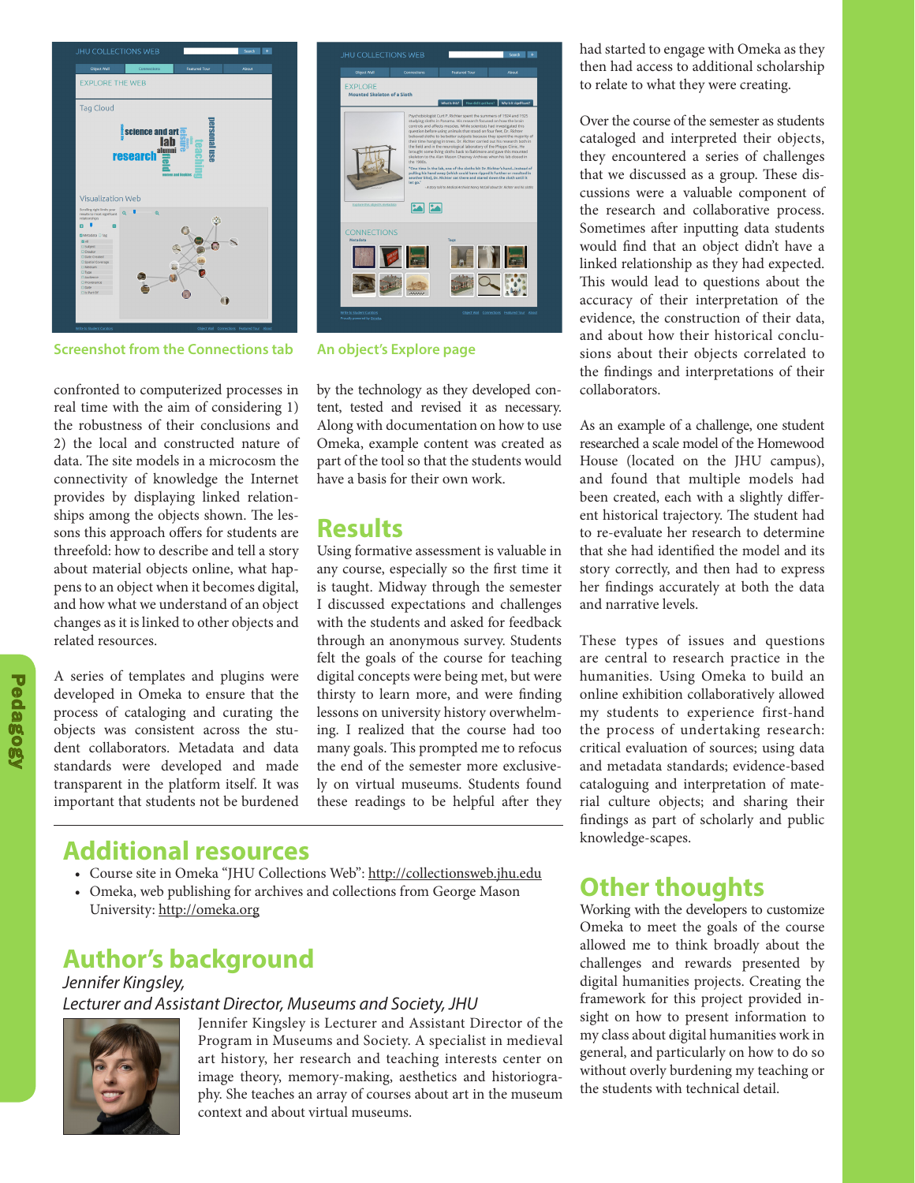Screenshot from the Connections tab

An object's Explore page

confronted to computerized processes in real time with the aim of considering 1) the robustness of their conclusions and 2) the local and constructed nature of data. The site models in a microcosm the connectivity of knowledge the Internet provides by displaying linked relationships among the objects shown. The lessons this approach offers for students are threefold: how to describe and tell a story about material objects online, what happens to an object when it becomes digital, and how what we understand of an object changes as it is linked to other objects and related resources.

A series of templates and plugins were developed in Omeka to ensure that the process of cataloging and curating the objects was consistent across the student collaborators. Metadata and data standards were developed and made transparent in the platform itself. It was important that students not be burdened by the technology as they developed content, tested and revised it as necessary. Along with documentation on how to use Omeka, example content was created as part of the tool so that the students would have a basis for their own work.

## Results

Using formative assessment is valuable in any course, especially so the first time it is taught. Midway through the semester I discussed expectations and challenges with the students and asked for feedback through an anonymous survey. Students felt the goals of the course for teaching digital concepts were being met, but were thirsty to learn more, and were finding lessons on university history overwhelming. I realized that the course had too many goals. This prompted me to refocus the end of the semester more exclusively on virtual museums. Students found these readings to be helpful after they had started to engage with Omeka as they then had access to additional scholarship to relate to what they were creating.

Over the course of the semester as students cataloged and interpreted their objects, they encountered a series of challenges that we discussed as a group. These discussions were a valuable component of the research and collaborative process. Sometimes after inputting data students would find that an object didn't have a linked relationship as they had expected. This would lead to questions about the accuracy of their interpretation of the evidence, the construction of their data, and about how their historical conclusions about their objects correlated to the findings and interpretations of their collaborators.

As an example of a challenge, one student researched a scale model of the Homewood House (located on the JHU campus), and found that multiple models had been created, each with a slightly different historical trajectory. The student had to re-evaluate her research to determine that she had identified the model and its story correctly, and then had to express her findings accurately at both the data and narrative levels.

These types of issues and questions are central to research practice in the humanities. Using Omeka to build an online exhibition collaboratively allowed my students to experience first-hand the process of undertaking research: critical evaluation of sources; using data and metadata standards; evidence-based cataloguing and interpretation of material culture objects; and sharing their findings as part of scholarly and public knowledge-scapes.

## Other thoughts

Working with the developers to customize Omeka to meet the goals of the course allowed me to think broadly about the challenges and rewards presented by digital humanities projects. Creating the framework for this project provided insight on how to present information to my class about digital humanities work in general, and particularly on how to do so without overly burdening my teaching or the students with technical detail.

## Additional resources

- Course site in Omeka "JHU Collections Web": http://collectionsweb.jhu.edu
- Omeka, web publishing for archives and collections from George Mason University: http://omeka.org

## Author's background

*Jennifer Kingsley,*

*Lecturer and Assistant Director, Museums and Society, JHU*

Jennifer Kingsley is Lecturer and Assistant Director of the Program in Museums and Society. A specialist in medieval art history, her research and teaching interests center on image theory, memory-making, aesthetics and historiography. She teaches an array of courses about art in the museum context and about virtual museums.